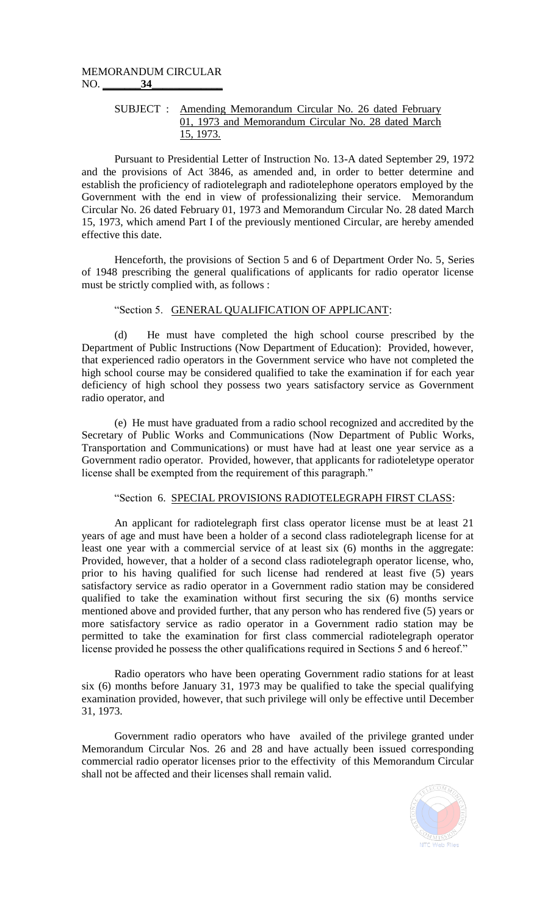MEMORANDUM CIRCULAR
NO. 34

SUBJECT : Amending Memorandum Circular No. 26 dated February 01, 1973 and Memorandum Circular No. 28 dated March 15, 1973.

Pursuant to Presidential Letter of Instruction No. 13-A dated September 29, 1972 and the provisions of Act 3846, as amended and, in order to better determine and establish the proficiency of radiotelegraph and radiotelephone operators employed by the Government with the end in view of professionalizing their service. Memorandum Circular No. 26 dated February 01, 1973 and Memorandum Circular No. 28 dated March 15, 1973, which amend Part I of the previously mentioned Circular, are hereby amended effective this date.

Henceforth, the provisions of Section 5 and 6 of Department Order No. 5, Series of 1948 prescribing the general qualifications of applicants for radio operator license must be strictly complied with, as follows :

"Section 5. GENERAL QUALIFICATION OF APPLICANT:

(d) He must have completed the high school course prescribed by the Department of Public Instructions (Now Department of Education): Provided, however, that experienced radio operators in the Government service who have not completed the high school course may be considered qualified to take the examination if for each year deficiency of high school they possess two years satisfactory service as Government radio operator, and

(e) He must have graduated from a radio school recognized and accredited by the Secretary of Public Works and Communications (Now Department of Public Works, Transportation and Communications) or must have had at least one year service as a Government radio operator. Provided, however, that applicants for radioteletype operator license shall be exempted from the requirement of this paragraph."

"Section 6. SPECIAL PROVISIONS RADIOTELEGRAPH FIRST CLASS:

An applicant for radiotelegraph first class operator license must be at least 21 years of age and must have been a holder of a second class radiotelegraph license for at least one year with a commercial service of at least six (6) months in the aggregate: Provided, however, that a holder of a second class radiotelegraph operator license, who, prior to his having qualified for such license had rendered at least five (5) years satisfactory service as radio operator in a Government radio station may be considered qualified to take the examination without first securing the six (6) months service mentioned above and provided further, that any person who has rendered five (5) years or more satisfactory service as radio operator in a Government radio station may be permitted to take the examination for first class commercial radiotelegraph operator license provided he possess the other qualifications required in Sections 5 and 6 hereof."

Radio operators who have been operating Government radio stations for at least six (6) months before January 31, 1973 may be qualified to take the special qualifying examination provided, however, that such privilege will only be effective until December 31, 1973.

Government radio operators who have availed of the privilege granted under Memorandum Circular Nos. 26 and 28 and have actually been issued corresponding commercial radio operator licenses prior to the effectivity of this Memorandum Circular shall not be affected and their licenses shall remain valid.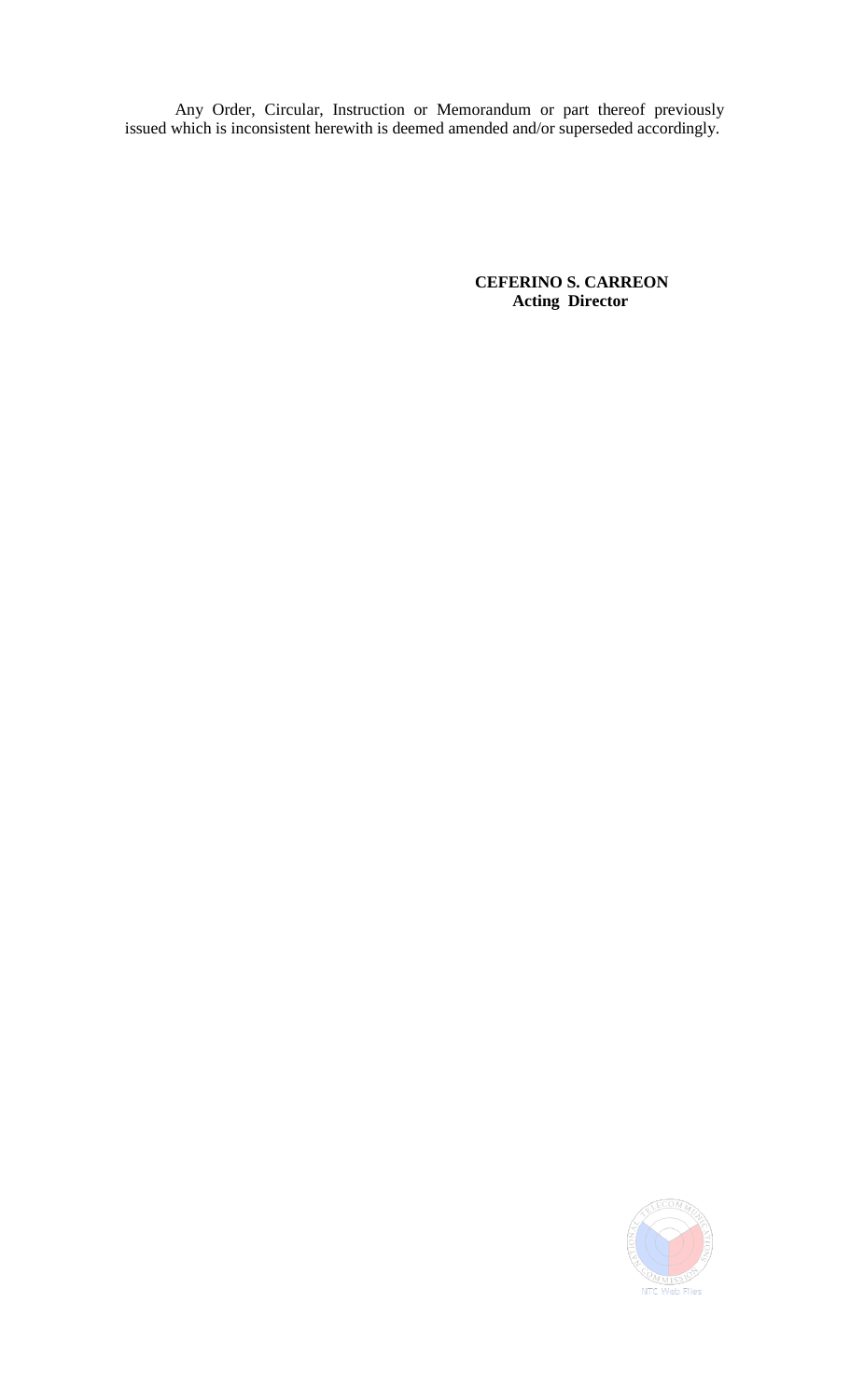Any Order, Circular, Instruction or Memorandum or part thereof previously issued which is inconsistent herewith is deemed amended and/or superseded accordingly.

**CEFERINO S. CARREON**
**Acting Director**